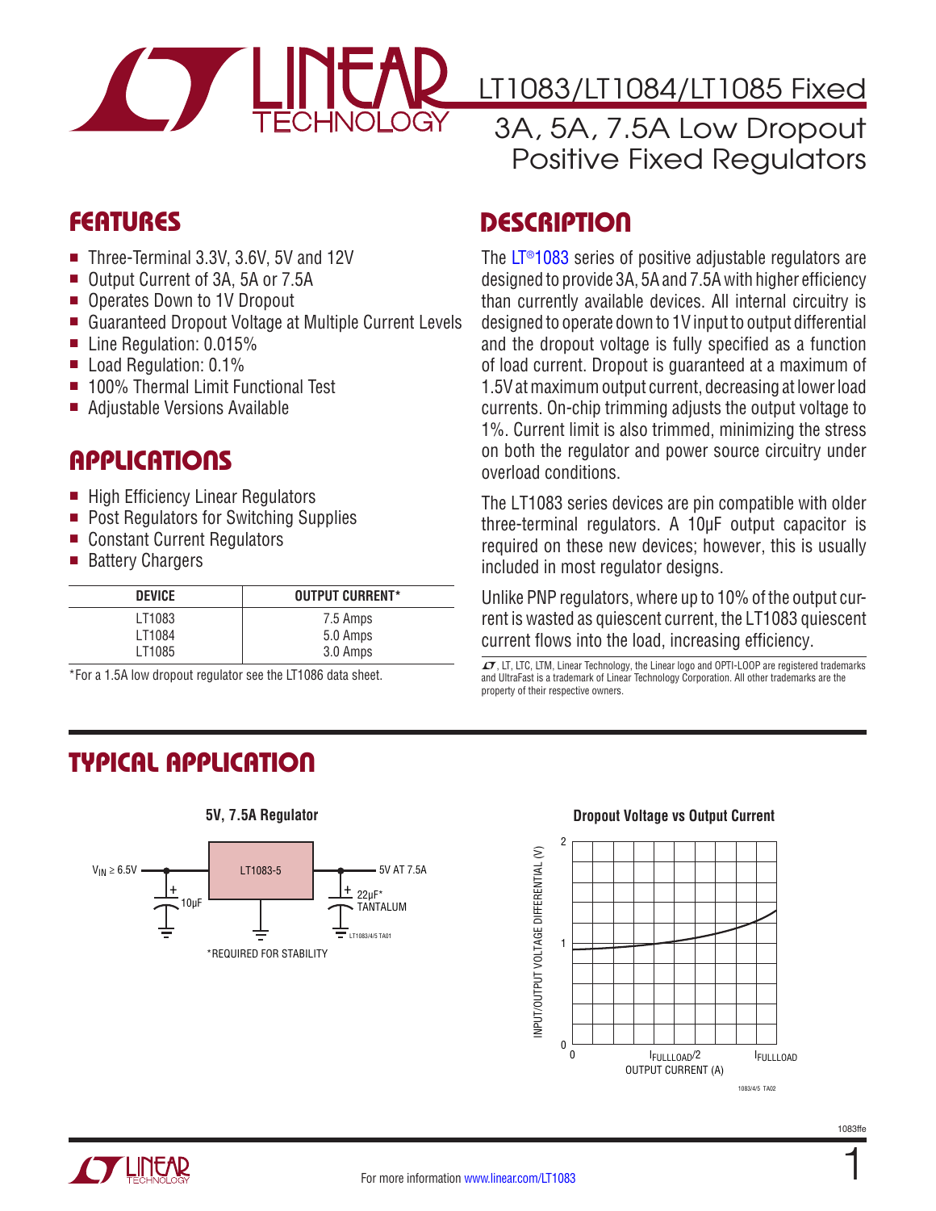# LT1083/LT1084/LT1085 Fixed

## 3A, 5A, 7.5A Low Dropout Positive Fixed Regulators

## FEATURES

- Three-Terminal 3.3V, 3.6V, 5V and 12V
- Output Current of 3A, 5A or 7.5A
- Operates Down to 1V Dropout
- Guaranteed Dropout Voltage at Multiple Current Levels
- Line Regulation: 0.015%
- Load Regulation: 0.1%
- 100% Thermal Limit Functional Test
- Adjustable Versions Available

## APPLICATIONS

- High Efficiency Linear Regulators
- Post Regulators for Switching Supplies
- Constant Current Regulators
- Battery Chargers

| DEVICE | OUTPUT CURRENT* |
|---|---|
| LT1083 | 7.5 Amps |
| LT1084 | 5.0 Amps |
| LT1085 | 3.0 Amps |

*For a 1.5A low dropout regulator see the LT1086 data sheet.

## DESCRIPTION

The LT®1083 series of positive adjustable regulators are designed to provide 3A, 5A and 7.5A with higher efficiency than currently available devices. All internal circuitry is designed to operate down to 1V input to output differential and the dropout voltage is fully specified as a function of load current. Dropout is guaranteed at a maximum of 1.5V at maximum output current, decreasing at lower load currents. On-chip trimming adjusts the output voltage to 1%. Current limit is also trimmed, minimizing the stress on both the regulator and power source circuitry under overload conditions.

The LT1083 series devices are pin compatible with older three-terminal regulators. A 10µF output capacitor is required on these new devices; however, this is usually included in most regulator designs.

Unlike PNP regulators, where up to 10% of the output current is wasted as quiescent current, the LT1083 quiescent current flows into the load, increasing efficiency.

LT, LTC, LTM, Linear Technology, the Linear logo and OPTI-LOOP are registered trademarks and UltraFast is a trademark of Linear Technology Corporation. All other trademarks are the property of their respective owners.

## TYPICAL APPLICATION

**5V, 7.5A Regulator**

$V_{IN} \geq 6.5V$ — LT1083-5 — 5V AT 7.5A

Input capacitor: 10µF; Output capacitor: 22µF* TANTALUM

*REQUIRED FOR STABILITY

**Dropout Voltage vs Output Current**

(Graph: INPUT/OUTPUT VOLTAGE DIFFERENTIAL (V), 0 to 2, vs OUTPUT CURRENT (A), 0 to $I_{FULLLOAD}/2$ to $I_{FULLLOAD}$)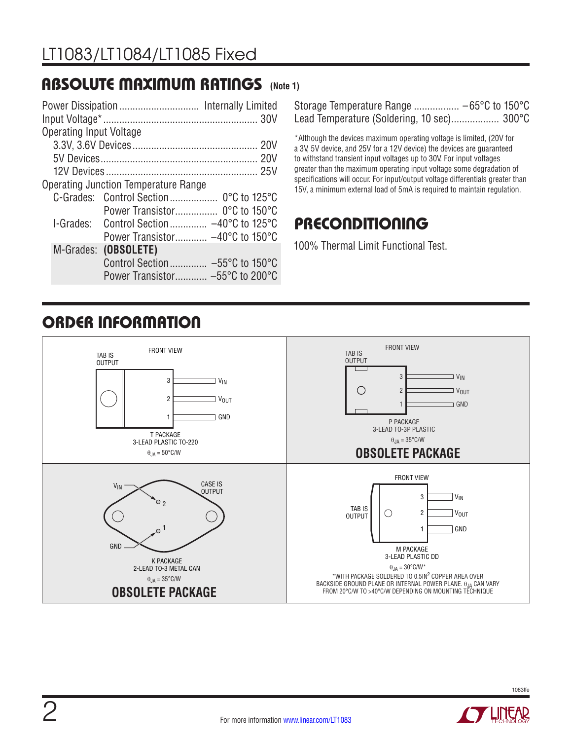## ABSOLUTE MAXIMUM RATINGS (Note 1)

Power Dissipation ............................. Internally Limited
Input Voltage* ......................................................... 30V
Operating Input Voltage
- 3.3V, 3.6V Devices .............................................. 20V
- 5V Devices .......................................................... 20V
- 12V Devices ........................................................ 25V

Operating Junction Temperature Range

| Grade | Section | Range |
|---|---|---|
| C-Grades: | Control Section | 0°C to 125°C |
| | Power Transistor | 0°C to 150°C |
| I-Grades: | Control Section | –40°C to 125°C |
| | Power Transistor | –40°C to 150°C |
| M-Grades: | **(OBSOLETE)** | |
| | Control Section | –55°C to 150°C |
| | Power Transistor | –55°C to 200°C |

Storage Temperature Range ................. –65°C to 150°C
Lead Temperature (Soldering, 10 sec).................. 300°C

*Although the devices maximum operating voltage is limited, (20V for a 3V, 5V device, and 25V for a 12V device) the devices are guaranteed to withstand transient input voltages up to 30V. For input voltages greater than the maximum operating input voltage some degradation of specifications will occur. For input/output voltage differentials greater than 15V, a minimum external load of 5mA is required to maintain regulation.

## PRECONDITIONING

100% Thermal Limit Functional Test.

## ORDER INFORMATION

FRONT VIEW
TAB IS OUTPUT
3 $V_{IN}$
2 $V_{OUT}$
1 GND

T PACKAGE
3-LEAD PLASTIC TO-220
$\theta_{JA}$ = 50°C/W

FRONT VIEW
TAB IS OUTPUT
3 $V_{IN}$
2 $V_{OUT}$
1 GND

P PACKAGE
3-LEAD TO-3P PLASTIC
$\theta_{JA}$ = 35°C/W

**OBSOLETE PACKAGE**

$V_{IN}$ 2
CASE IS OUTPUT
GND 1

K PACKAGE
2-LEAD TO-3 METAL CAN
$\theta_{JA}$ = 35°C/W

**OBSOLETE PACKAGE**

FRONT VIEW
TAB IS OUTPUT
3 $V_{IN}$
2 $V_{OUT}$
1 GND

M PACKAGE
3-LEAD PLASTIC DD
$\theta_{JA}$ = 30°C/W*

*WITH PACKAGE SOLDERED TO 0.5IN$^2$ COPPER AREA OVER BACKSIDE GROUND PLANE OR INTERNAL POWER PLANE. $\theta_{JA}$ CAN VARY FROM 20°C/W TO >40°C/W DEPENDING ON MOUNTING TECHNIQUE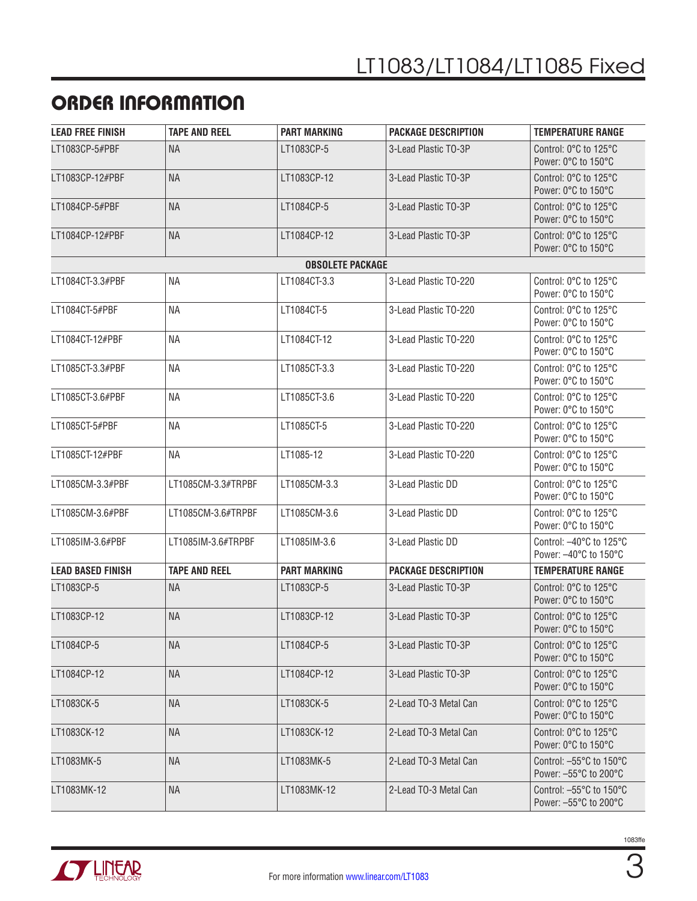## ORDER INFORMATION

| LEAD FREE FINISH | TAPE AND REEL | PART MARKING | PACKAGE DESCRIPTION | TEMPERATURE RANGE |
|---|---|---|---|---|
| LT1083CP-5#PBF | NA | LT1083CP-5 | 3-Lead Plastic TO-3P | Control: 0°C to 125°C Power: 0°C to 150°C |
| LT1083CP-12#PBF | NA | LT1083CP-12 | 3-Lead Plastic TO-3P | Control: 0°C to 125°C Power: 0°C to 150°C |
| LT1084CP-5#PBF | NA | LT1084CP-5 | 3-Lead Plastic TO-3P | Control: 0°C to 125°C Power: 0°C to 150°C |
| LT1084CP-12#PBF | NA | LT1084CP-12 | 3-Lead Plastic TO-3P | Control: 0°C to 125°C Power: 0°C to 150°C |
| | | **OBSOLETE PACKAGE** | | |
| LT1084CT-3.3#PBF | NA | LT1084CT-3.3 | 3-Lead Plastic TO-220 | Control: 0°C to 125°C Power: 0°C to 150°C |
| LT1084CT-5#PBF | NA | LT1084CT-5 | 3-Lead Plastic TO-220 | Control: 0°C to 125°C Power: 0°C to 150°C |
| LT1084CT-12#PBF | NA | LT1084CT-12 | 3-Lead Plastic TO-220 | Control: 0°C to 125°C Power: 0°C to 150°C |
| LT1085CT-3.3#PBF | NA | LT1085CT-3.3 | 3-Lead Plastic TO-220 | Control: 0°C to 125°C Power: 0°C to 150°C |
| LT1085CT-3.6#PBF | NA | LT1085CT-3.6 | 3-Lead Plastic TO-220 | Control: 0°C to 125°C Power: 0°C to 150°C |
| LT1085CT-5#PBF | NA | LT1085CT-5 | 3-Lead Plastic TO-220 | Control: 0°C to 125°C Power: 0°C to 150°C |
| LT1085CT-12#PBF | NA | LT1085-12 | 3-Lead Plastic TO-220 | Control: 0°C to 125°C Power: 0°C to 150°C |
| LT1085CM-3.3#PBF | LT1085CM-3.3#TRPBF | LT1085CM-3.3 | 3-Lead Plastic DD | Control: 0°C to 125°C Power: 0°C to 150°C |
| LT1085CM-3.6#PBF | LT1085CM-3.6#TRPBF | LT1085CM-3.6 | 3-Lead Plastic DD | Control: 0°C to 125°C Power: 0°C to 150°C |
| LT1085IM-3.6#PBF | LT1085IM-3.6#TRPBF | LT1085IM-3.6 | 3-Lead Plastic DD | Control: –40°C to 125°C Power: –40°C to 150°C |
| **LEAD BASED FINISH** | **TAPE AND REEL** | **PART MARKING** | **PACKAGE DESCRIPTION** | **TEMPERATURE RANGE** |
| LT1083CP-5 | NA | LT1083CP-5 | 3-Lead Plastic TO-3P | Control: 0°C to 125°C Power: 0°C to 150°C |
| LT1083CP-12 | NA | LT1083CP-12 | 3-Lead Plastic TO-3P | Control: 0°C to 125°C Power: 0°C to 150°C |
| LT1084CP-5 | NA | LT1084CP-5 | 3-Lead Plastic TO-3P | Control: 0°C to 125°C Power: 0°C to 150°C |
| LT1084CP-12 | NA | LT1084CP-12 | 3-Lead Plastic TO-3P | Control: 0°C to 125°C Power: 0°C to 150°C |
| LT1083CK-5 | NA | LT1083CK-5 | 2-Lead TO-3 Metal Can | Control: 0°C to 125°C Power: 0°C to 150°C |
| LT1083CK-12 | NA | LT1083CK-12 | 2-Lead TO-3 Metal Can | Control: 0°C to 125°C Power: 0°C to 150°C |
| LT1083MK-5 | NA | LT1083MK-5 | 2-Lead TO-3 Metal Can | Control: –55°C to 150°C Power: –55°C to 200°C |
| LT1083MK-12 | NA | LT1083MK-12 | 2-Lead TO-3 Metal Can | Control: –55°C to 150°C Power: –55°C to 200°C |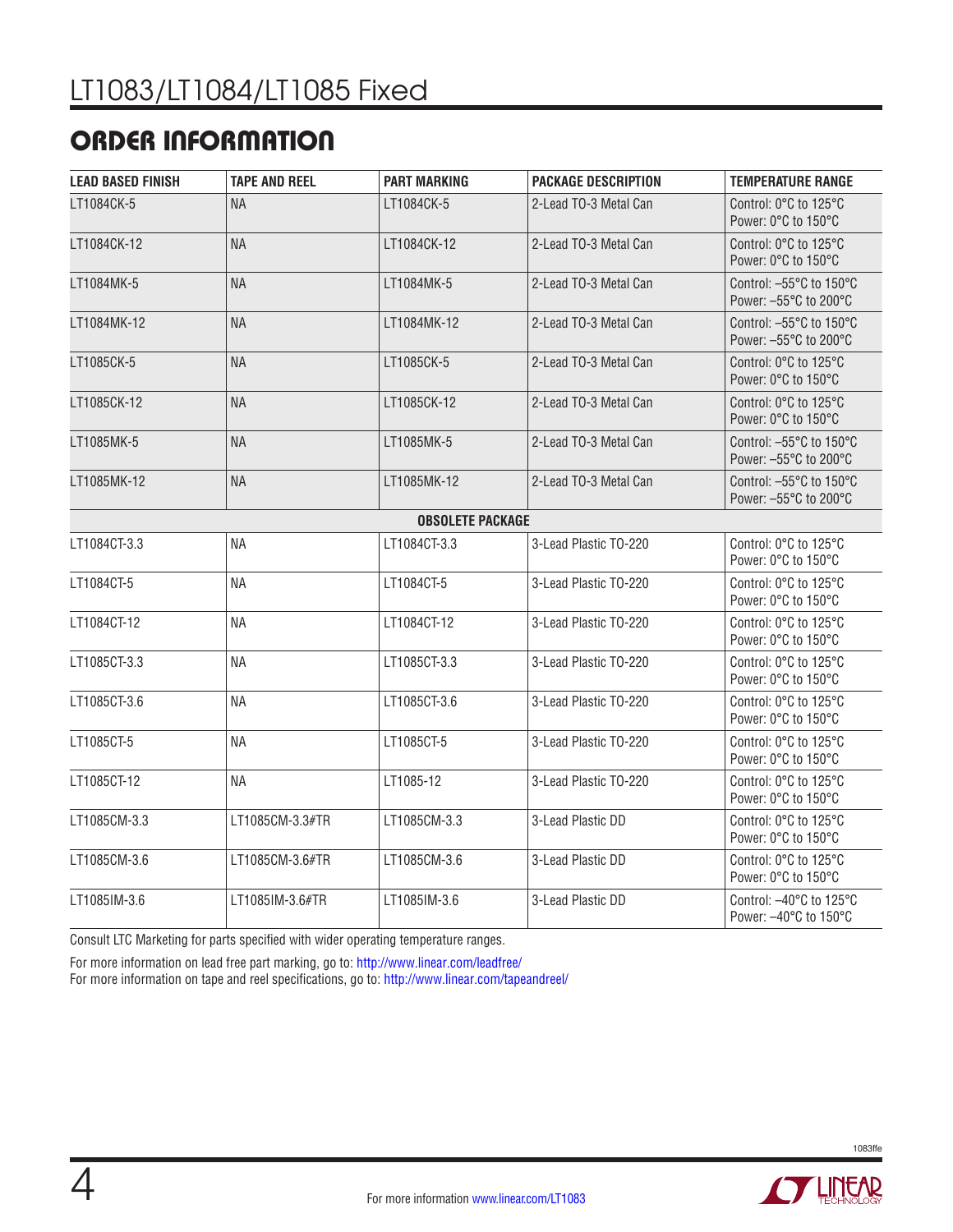## ORDER INFORMATION

| LEAD BASED FINISH | TAPE AND REEL | PART MARKING | PACKAGE DESCRIPTION | TEMPERATURE RANGE |
|---|---|---|---|---|
| LT1084CK-5 | NA | LT1084CK-5 | 2-Lead TO-3 Metal Can | Control: 0°C to 125°C Power: 0°C to 150°C |
| LT1084CK-12 | NA | LT1084CK-12 | 2-Lead TO-3 Metal Can | Control: 0°C to 125°C Power: 0°C to 150°C |
| LT1084MK-5 | NA | LT1084MK-5 | 2-Lead TO-3 Metal Can | Control: –55°C to 150°C Power: –55°C to 200°C |
| LT1084MK-12 | NA | LT1084MK-12 | 2-Lead TO-3 Metal Can | Control: –55°C to 150°C Power: –55°C to 200°C |
| LT1085CK-5 | NA | LT1085CK-5 | 2-Lead TO-3 Metal Can | Control: 0°C to 125°C Power: 0°C to 150°C |
| LT1085CK-12 | NA | LT1085CK-12 | 2-Lead TO-3 Metal Can | Control: 0°C to 125°C Power: 0°C to 150°C |
| LT1085MK-5 | NA | LT1085MK-5 | 2-Lead TO-3 Metal Can | Control: –55°C to 150°C Power: –55°C to 200°C |
| LT1085MK-12 | NA | LT1085MK-12 | 2-Lead TO-3 Metal Can | Control: –55°C to 150°C Power: –55°C to 200°C |
| | | **OBSOLETE PACKAGE** | | |
| LT1084CT-3.3 | NA | LT1084CT-3.3 | 3-Lead Plastic TO-220 | Control: 0°C to 125°C Power: 0°C to 150°C |
| LT1084CT-5 | NA | LT1084CT-5 | 3-Lead Plastic TO-220 | Control: 0°C to 125°C Power: 0°C to 150°C |
| LT1084CT-12 | NA | LT1084CT-12 | 3-Lead Plastic TO-220 | Control: 0°C to 125°C Power: 0°C to 150°C |
| LT1085CT-3.3 | NA | LT1085CT-3.3 | 3-Lead Plastic TO-220 | Control: 0°C to 125°C Power: 0°C to 150°C |
| LT1085CT-3.6 | NA | LT1085CT-3.6 | 3-Lead Plastic TO-220 | Control: 0°C to 125°C Power: 0°C to 150°C |
| LT1085CT-5 | NA | LT1085CT-5 | 3-Lead Plastic TO-220 | Control: 0°C to 125°C Power: 0°C to 150°C |
| LT1085CT-12 | NA | LT1085-12 | 3-Lead Plastic TO-220 | Control: 0°C to 125°C Power: 0°C to 150°C |
| LT1085CM-3.3 | LT1085CM-3.3#TR | LT1085CM-3.3 | 3-Lead Plastic DD | Control: 0°C to 125°C Power: 0°C to 150°C |
| LT1085CM-3.6 | LT1085CM-3.6#TR | LT1085CM-3.6 | 3-Lead Plastic DD | Control: 0°C to 125°C Power: 0°C to 150°C |
| LT1085IM-3.6 | LT1085IM-3.6#TR | LT1085IM-3.6 | 3-Lead Plastic DD | Control: –40°C to 125°C Power: –40°C to 150°C |

Consult LTC Marketing for parts specified with wider operating temperature ranges.

For more information on lead free part marking, go to: http://www.linear.com/leadfree/
For more information on tape and reel specifications, go to: http://www.linear.com/tapeandreel/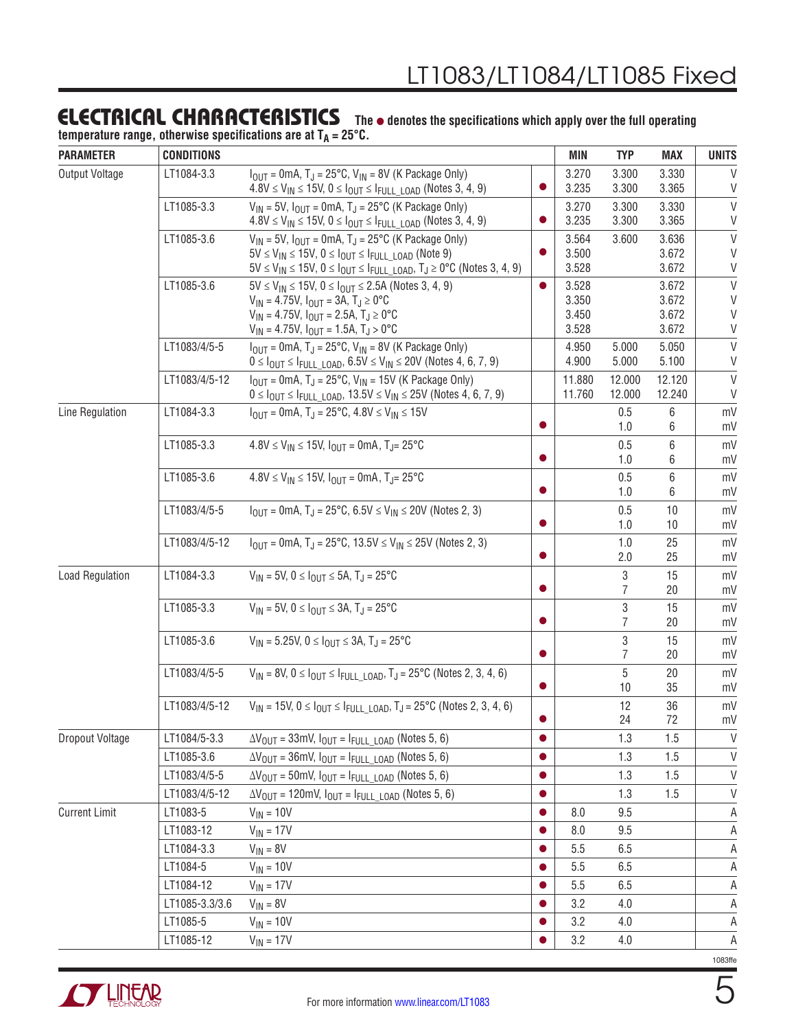## ELECTRICAL CHARACTERISTICS

**The ● denotes the specifications which apply over the full operating temperature range, otherwise specifications are at $T_A = 25°C$.**

| PARAMETER | CONDITIONS | | | MIN | TYP | MAX | UNITS |
|---|---|---|---|---|---|---|---|
| Output Voltage | LT1084-3.3 | $I_{OUT} = 0mA$, $T_J = 25°C$, $V_{IN} = 8V$ (K Package Only) | | 3.270 | 3.300 | 3.330 | V |
| | | $4.8V \le V_{IN} \le 15V$, $0 \le I_{OUT} \le I_{FULL\_LOAD}$ (Notes 3, 4, 9) | ● | 3.235 | 3.300 | 3.365 | V |
| | LT1085-3.3 | $V_{IN} = 5V$, $I_{OUT} = 0mA$, $T_J = 25°C$ (K Package Only) | | 3.270 | 3.300 | 3.330 | V |
| | | $4.8V \le V_{IN} \le 15V$, $0 \le I_{OUT} \le I_{FULL\_LOAD}$ (Notes 3, 4, 9) | ● | 3.235 | 3.300 | 3.365 | V |
| | LT1085-3.6 | $V_{IN} = 5V$, $I_{OUT} = 0mA$, $T_J = 25°C$ (K Package Only) | | 3.564 | 3.600 | 3.636 | V |
| | | $5V \le V_{IN} \le 15V$, $0 \le I_{OUT} \le I_{FULL\_LOAD}$ (Note 9) | ● | 3.500 | | 3.672 | V |
| | | $5V \le V_{IN} \le 15V$, $0 \le I_{OUT} \le I_{FULL\_LOAD}$, $T_J \ge 0°C$ (Notes 3, 4, 9) | | 3.528 | | 3.672 | V |
| | LT1085-3.6 | $5V \le V_{IN} \le 15V$, $0 \le I_{OUT} \le 2.5A$ (Notes 3, 4, 9) | ● | 3.528 | | 3.672 | V |
| | | $V_{IN} = 4.75V$, $I_{OUT} = 3A$, $T_J \ge 0°C$ | | 3.350 | | 3.672 | V |
| | | $V_{IN} = 4.75V$, $I_{OUT} = 2.5A$, $T_J \ge 0°C$ | | 3.450 | | 3.672 | V |
| | | $V_{IN} = 4.75V$, $I_{OUT} = 1.5A$, $T_J > 0°C$ | | 3.528 | | 3.672 | V |
| | LT1083/4/5-5 | $I_{OUT} = 0mA$, $T_J = 25°C$, $V_{IN} = 8V$ (K Package Only) | | 4.950 | 5.000 | 5.050 | V |
| | | $0 \le I_{OUT} \le I_{FULL\_LOAD}$, $6.5V \le V_{IN} \le 20V$ (Notes 4, 6, 7, 9) | | 4.900 | 5.000 | 5.100 | V |
| | LT1083/4/5-12 | $I_{OUT} = 0mA$, $T_J = 25°C$, $V_{IN} = 15V$ (K Package Only) | | 11.880 | 12.000 | 12.120 | V |
| | | $0 \le I_{OUT} \le I_{FULL\_LOAD}$, $13.5V \le V_{IN} \le 25V$ (Notes 4, 6, 7, 9) | | 11.760 | 12.000 | 12.240 | V |
| Line Regulation | LT1084-3.3 | $I_{OUT} = 0mA$, $T_J = 25°C$, $4.8V \le V_{IN} \le 15V$ | | | 0.5 | 6 | mV |
| | | | ● | | 1.0 | 6 | mV |
| | LT1085-3.3 | $4.8V \le V_{IN} \le 15V$, $I_{OUT} = 0mA$, $T_J = 25°C$ | | | 0.5 | 6 | mV |
| | | | ● | | 1.0 | 6 | mV |
| | LT1085-3.6 | $4.8V \le V_{IN} \le 15V$, $I_{OUT} = 0mA$, $T_J = 25°C$ | | | 0.5 | 6 | mV |
| | | | ● | | 1.0 | 6 | mV |
| | LT1083/4/5-5 | $I_{OUT} = 0mA$, $T_J = 25°C$, $6.5V \le V_{IN} \le 20V$ (Notes 2, 3) | | | 0.5 | 10 | mV |
| | | | ● | | 1.0 | 10 | mV |
| | LT1083/4/5-12 | $I_{OUT} = 0mA$, $T_J = 25°C$, $13.5V \le V_{IN} \le 25V$ (Notes 2, 3) | | | 1.0 | 25 | mV |
| | | | ● | | 2.0 | 25 | mV |
| Load Regulation | LT1084-3.3 | $V_{IN} = 5V$, $0 \le I_{OUT} \le 5A$, $T_J = 25°C$ | | | 3 | 15 | mV |
| | | | ● | | 7 | 20 | mV |
| | LT1085-3.3 | $V_{IN} = 5V$, $0 \le I_{OUT} \le 3A$, $T_J = 25°C$ | | | 3 | 15 | mV |
| | | | ● | | 7 | 20 | mV |
| | LT1085-3.6 | $V_{IN} = 5.25V$, $0 \le I_{OUT} \le 3A$, $T_J = 25°C$ | | | 3 | 15 | mV |
| | | | ● | | 7 | 20 | mV |
| | LT1083/4/5-5 | $V_{IN} = 8V$, $0 \le I_{OUT} \le I_{FULL\_LOAD}$, $T_J = 25°C$ (Notes 2, 3, 4, 6) | | | 5 | 20 | mV |
| | | | ● | | 10 | 35 | mV |
| | LT1083/4/5-12 | $V_{IN} = 15V$, $0 \le I_{OUT} \le I_{FULL\_LOAD}$, $T_J = 25°C$ (Notes 2, 3, 4, 6) | | | 12 | 36 | mV |
| | | | ● | | 24 | 72 | mV |
| Dropout Voltage | LT1084/5-3.3 | $\Delta V_{OUT} = 33mV$, $I_{OUT} = I_{FULL\_LOAD}$ (Notes 5, 6) | ● | | 1.3 | 1.5 | V |
| | LT1085-3.6 | $\Delta V_{OUT} = 36mV$, $I_{OUT} = I_{FULL\_LOAD}$ (Notes 5, 6) | ● | | 1.3 | 1.5 | V |
| | LT1083/4/5-5 | $\Delta V_{OUT} = 50mV$, $I_{OUT} = I_{FULL\_LOAD}$ (Notes 5, 6) | ● | | 1.3 | 1.5 | V |
| | LT1083/4/5-12 | $\Delta V_{OUT} = 120mV$, $I_{OUT} = I_{FULL\_LOAD}$ (Notes 5, 6) | ● | | 1.3 | 1.5 | V |
| Current Limit | LT1083-5 | $V_{IN} = 10V$ | ● | 8.0 | 9.5 | | A |
| | LT1083-12 | $V_{IN} = 17V$ | ● | 8.0 | 9.5 | | A |
| | LT1084-3.3 | $V_{IN} = 8V$ | ● | 5.5 | 6.5 | | A |
| | LT1084-5 | $V_{IN} = 10V$ | ● | 5.5 | 6.5 | | A |
| | LT1084-12 | $V_{IN} = 17V$ | ● | 5.5 | 6.5 | | A |
| | LT1085-3.3/3.6 | $V_{IN} = 8V$ | ● | 3.2 | 4.0 | | A |
| | LT1085-5 | $V_{IN} = 10V$ | ● | 3.2 | 4.0 | | A |
| | LT1085-12 | $V_{IN} = 17V$ | ● | 3.2 | 4.0 | | A |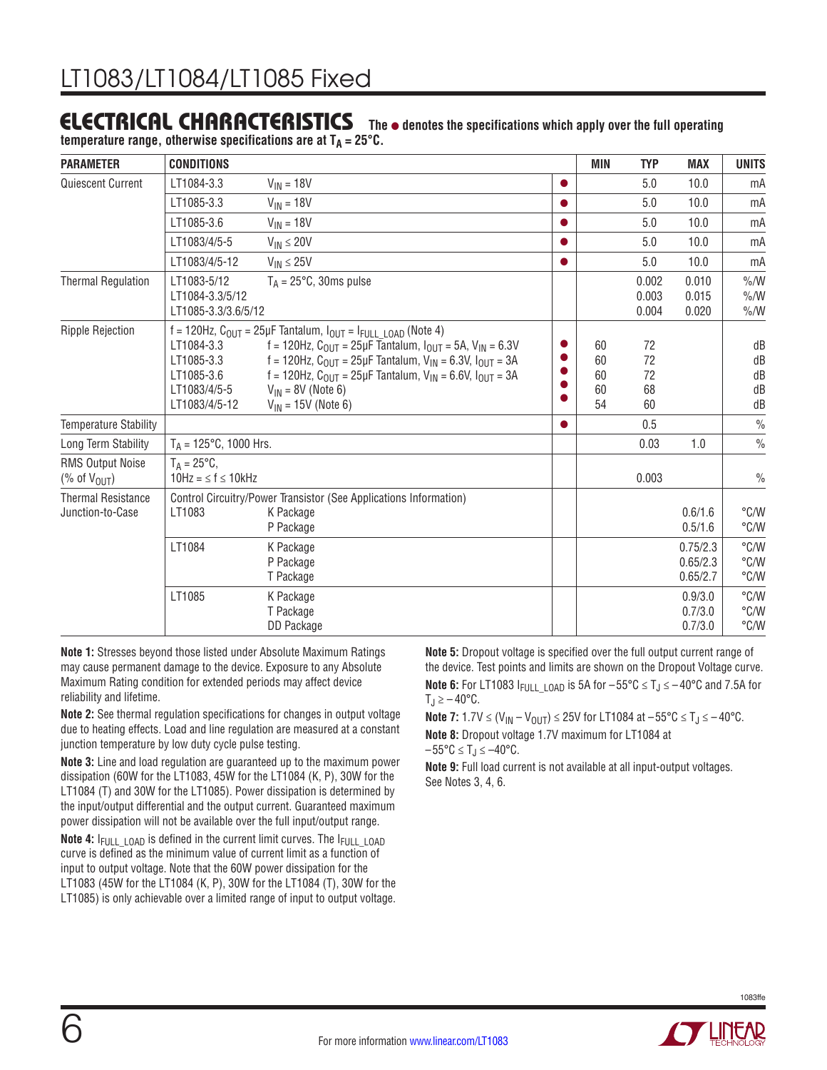## ELECTRICAL CHARACTERISTICS

**The ● denotes the specifications which apply over the full operating temperature range, otherwise specifications are at $T_A = 25°C$.**

| PARAMETER | CONDITIONS | | | MIN | TYP | MAX | UNITS |
|---|---|---|---|---|---|---|---|
| Quiescent Current | LT1084-3.3 | $V_{IN} = 18V$ | ● | | 5.0 | 10.0 | mA |
| | LT1085-3.3 | $V_{IN} = 18V$ | ● | | 5.0 | 10.0 | mA |
| | LT1085-3.6 | $V_{IN} = 18V$ | ● | | 5.0 | 10.0 | mA |
| | LT1083/4/5-5 | $V_{IN} \leq 20V$ | ● | | 5.0 | 10.0 | mA |
| | LT1083/4/5-12 | $V_{IN} \leq 25V$ | ● | | 5.0 | 10.0 | mA |
| Thermal Regulation | LT1083-5/12 | $T_A = 25°C$, 30ms pulse | | | 0.002 | 0.010 | %/W |
| | LT1084-3.3/5/12 | | | | 0.003 | 0.015 | %/W |
| | LT1085-3.3/3.6/5/12 | | | | 0.004 | 0.020 | %/W |
| Ripple Rejection | f = 120Hz, $C_{OUT} = 25\mu F$ Tantalum, $I_{OUT} = I_{FULL\_LOAD}$ (Note 4) | | | | | | |
| | LT1084-3.3 | f = 120Hz, $C_{OUT} = 25\mu F$ Tantalum, $I_{OUT} = 5A$, $V_{IN} = 6.3V$ | ● | 60 | 72 | | dB |
| | LT1085-3.3 | f = 120Hz, $C_{OUT} = 25\mu F$ Tantalum, $V_{IN} = 6.3V$, $I_{OUT} = 3A$ | ● | 60 | 72 | | dB |
| | LT1085-3.6 | f = 120Hz, $C_{OUT} = 25\mu F$ Tantalum, $V_{IN} = 6.6V$, $I_{OUT} = 3A$ | ● | 60 | 72 | | dB |
| | LT1083/4/5-5 | $V_{IN} = 8V$ (Note 6) | ● | 60 | 68 | | dB |
| | LT1083/4/5-12 | $V_{IN} = 15V$ (Note 6) | ● | 54 | 60 | | dB |
| Temperature Stability | | | ● | | 0.5 | | % |
| Long Term Stability | $T_A = 125°C$, 1000 Hrs. | | | | 0.03 | 1.0 | % |
| RMS Output Noise (% of $V_{OUT}$) | $T_A = 25°C$, $10Hz = \leq f \leq 10kHz$ | | | | 0.003 | | % |
| Thermal Resistance Junction-to-Case | Control Circuitry/Power Transistor (See Applications Information) | | | | | | |
| | LT1083 | K Package | | | | 0.6/1.6 | °C/W |
| | | P Package | | | | 0.5/1.6 | °C/W |
| | LT1084 | K Package | | | | 0.75/2.3 | °C/W |
| | | P Package | | | | 0.65/2.3 | °C/W |
| | | T Package | | | | 0.65/2.7 | °C/W |
| | LT1085 | K Package | | | | 0.9/3.0 | °C/W |
| | | T Package | | | | 0.7/3.0 | °C/W |
| | | DD Package | | | | 0.7/3.0 | °C/W |

**Note 1:** Stresses beyond those listed under Absolute Maximum Ratings may cause permanent damage to the device. Exposure to any Absolute Maximum Rating condition for extended periods may affect device reliability and lifetime.

**Note 2:** See thermal regulation specifications for changes in output voltage due to heating effects. Load and line regulation are measured at a constant junction temperature by low duty cycle pulse testing.

**Note 3:** Line and load regulation are guaranteed up to the maximum power dissipation (60W for the LT1083, 45W for the LT1084 (K, P), 30W for the LT1084 (T) and 30W for the LT1085). Power dissipation is determined by the input/output differential and the output current. Guaranteed maximum power dissipation will not be available over the full input/output range.

**Note 4:** $I_{FULL\_LOAD}$ is defined in the current limit curves. The $I_{FULL\_LOAD}$ curve is defined as the minimum value of current limit as a function of input to output voltage. Note that the 60W power dissipation for the LT1083 (45W for the LT1084 (K, P), 30W for the LT1084 (T), 30W for the LT1085) is only achievable over a limited range of input to output voltage.

**Note 5:** Dropout voltage is specified over the full output current range of the device. Test points and limits are shown on the Dropout Voltage curve.

**Note 6:** For LT1083 $I_{FULL\_LOAD}$ is 5A for $-55°C \leq T_J \leq -40°C$ and 7.5A for $T_J \geq -40°C$.

**Note 7:** $1.7V \leq (V_{IN} - V_{OUT}) \leq 25V$ for LT1084 at $-55°C \leq T_J \leq -40°C$.

**Note 8:** Dropout voltage 1.7V maximum for LT1084 at $-55°C \leq T_J \leq -40°C$.

**Note 9:** Full load current is not available at all input-output voltages. See Notes 3, 4, 6.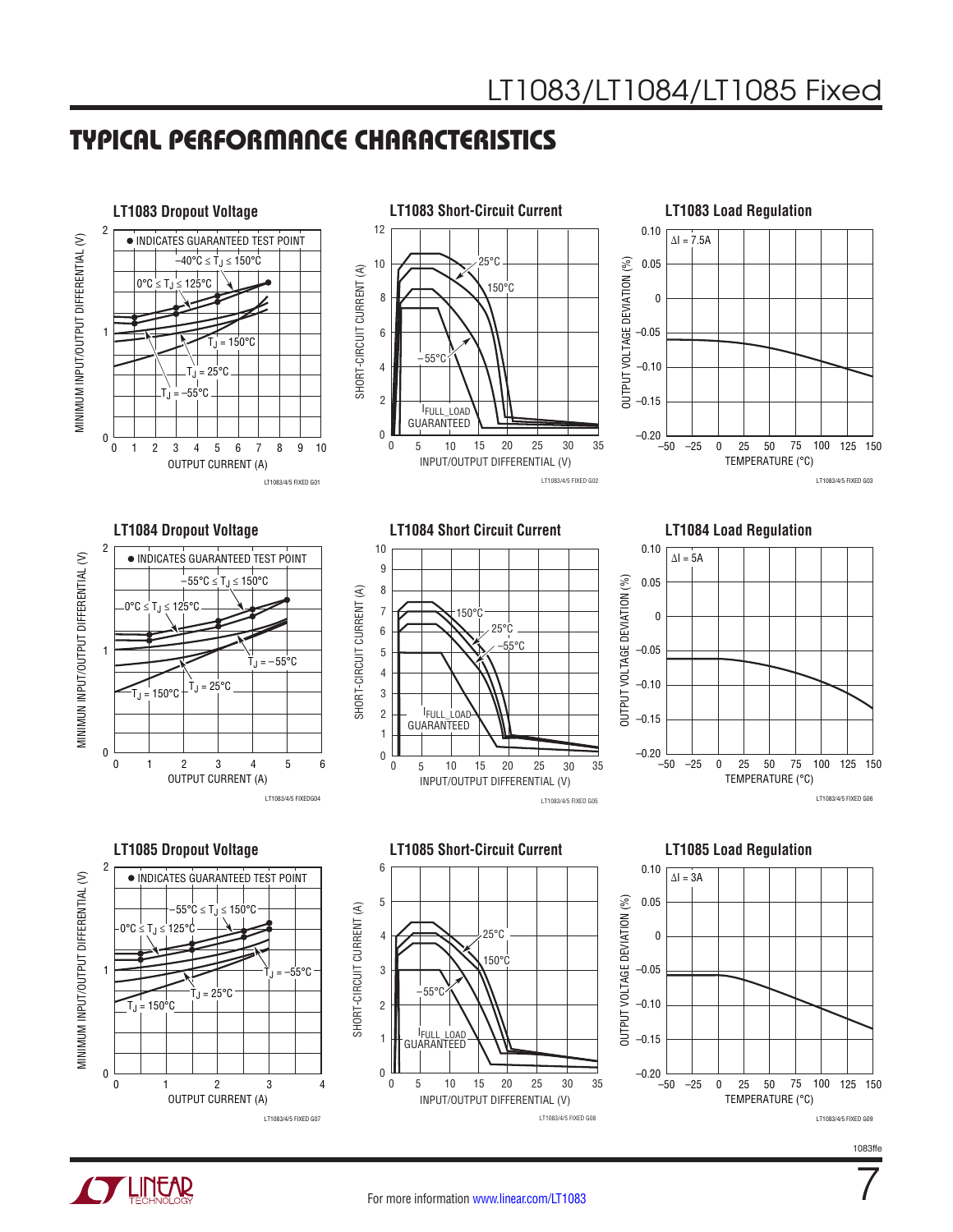## TYPICAL PERFORMANCE CHARACTERISTICS

**LT1083 Dropout Voltage**

● INDICATES GUARANTEED TEST POINT

−40°C ≤ $T_J$ ≤ 150°C

0°C ≤ $T_J$ ≤ 125°C

$T_J$ = 150°C

$T_J$ = 25°C

$T_J$ = −55°C

MINIMUM INPUT/OUTPUT DIFFERENTIAL (V)

OUTPUT CURRENT (A)

LT1083/4/5 FIXED G01

**LT1083 Short-Circuit Current**

25°C

150°C

−55°C

$I_{FULL\_LOAD}$ GUARANTEED

SHORT-CIRCUIT CURRENT (A)

INPUT/OUTPUT DIFFERENTIAL (V)

LT1083/4/5 FIXED G02

**LT1083 Load Regulation**

ΔI = 7.5A

OUTPUT VOLTAGE DEVIATION (%)

TEMPERATURE (°C)

LT1083/4/5 FIXED G03

**LT1084 Dropout Voltage**

● INDICATES GUARANTEED TEST POINT

−55°C ≤ $T_J$ ≤ 150°C

0°C ≤ $T_J$ ≤ 125°C

$T_J$ = −55°C

$T_J$ = 150°C

$T_J$ = 25°C

MINIMUN INPUT/OUTPUT DIFFERENTIAL (V)

OUTPUT CURRENT (A)

LT1083/4/5 FIXEDG04

**LT1084 Short Circuit Current**

150°C

25°C

−55°C

$I_{FULL\_LOAD}$ GUARANTEED

SHORT-CIRCUIT CURRENT (A)

INPUT/OUTPUT DIFFERENTIAL (V)

LT1083/4/5 FIXED G05

**LT1084 Load Regulation**

ΔI = 5A

OUTPUT VOLTAGE DEVIATION (%)

TEMPERATURE (°C)

LT1083/4/5 FIXED G06

**LT1085 Dropout Voltage**

● INDICATES GUARANTEED TEST POINT

−55°C ≤ $T_J$ ≤ 150°C

0°C ≤ $T_J$ ≤ 125°C

$T_J$ = −55°C

$T_J$ = 25°C

$T_J$ = 150°C

MINIMUM INPUT/OUTPUT DIFFERENTIAL (V)

OUTPUT CURRENT (A)

LT1083/4/5 FIXED G07

**LT1085 Short-Circuit Current**

25°C

150°C

−55°C

$I_{FULL\_LOAD}$ GUARANTEED

SHORT-CIRCUIT CURRENT (A)

INPUT/OUTPUT DIFFERENTIAL (V)

LT1083/4/5 FIXED G08

**LT1085 Load Regulation**

ΔI = 3A

OUTPUT VOLTAGE DEVIATION (%)

TEMPERATURE (°C)

LT1083/4/5 FIXED G09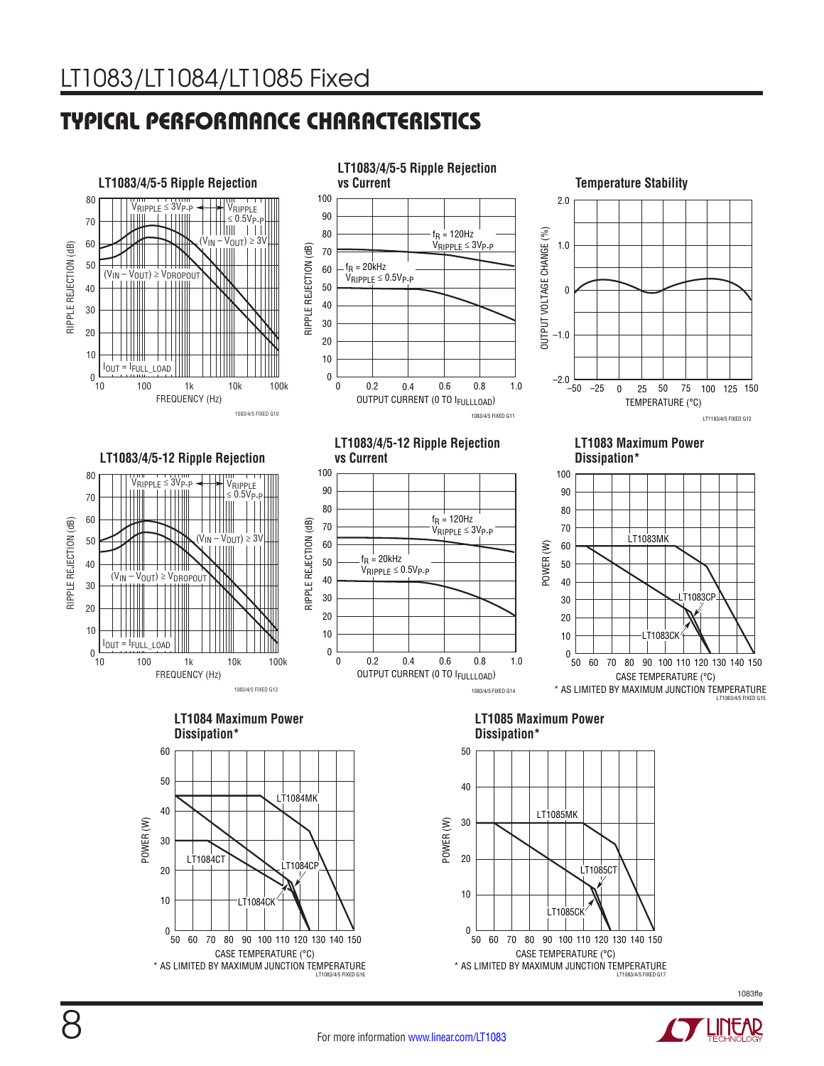## TYPICAL PERFORMANCE CHARACTERISTICS

**LT1083/4/5-5 Ripple Rejection**

RIPPLE REJECTION (dB) vs FREQUENCY (Hz)

$V_{RIPPLE} \leq 3V_{P-P}$ ; $V_{RIPPLE} \leq 0.5V_{P-P}$ ; $(V_{IN} – V_{OUT}) \geq 3V$ ; $(V_{IN} – V_{OUT}) \geq V_{DROPOUT}$ ; $I_{OUT} = I_{FULL\_LOAD}$

1083/4/5 FIXED G10

**LT1083/4/5-5 Ripple Rejection vs Current**

RIPPLE REJECTION (dB) vs OUTPUT CURRENT (0 TO $I_{FULLLOAD}$)

$f_R$ = 120Hz, $V_{RIPPLE} \leq 3V_{P-P}$ ; $f_R$ = 20kHz, $V_{RIPPLE} \leq 0.5V_{P-P}$

1083/4/5 FIXED G11

**Temperature Stability**

OUTPUT VOLTAGE CHANGE (%) vs TEMPERATURE (°C)

LT1183/4/5 FIXED G12

**LT1083/4/5-12 Ripple Rejection**

RIPPLE REJECTION (dB) vs FREQUENCY (Hz)

$V_{RIPPLE} \leq 3V_{P-P}$ ; $V_{RIPPLE} \leq 0.5V_{P-P}$ ; $(V_{IN} – V_{OUT}) \geq 3V$ ; $(V_{IN} – V_{OUT}) \geq V_{DROPOUT}$ ; $I_{OUT} = I_{FULL\_LOAD}$

1083/4/5 FIXED G13

**LT1083/4/5-12 Ripple Rejection vs Current**

RIPPLE REJECTION (dB) vs OUTPUT CURRENT (0 TO $I_{FULLLOAD}$)

$f_R$ = 120Hz, $V_{RIPPLE} \leq 3V_{P-P}$ ; $f_R$ = 20kHz, $V_{RIPPLE} \leq 0.5V_{P-P}$

1083/4/5 FIXED G14

**LT1083 Maximum Power Dissipation***

POWER (W) vs CASE TEMPERATURE (°C) — LT1083MK, LT1083CP, LT1083CK

* AS LIMITED BY MAXIMUM JUNCTION TEMPERATURE

LT1083/4/5 FIXED G15

**LT1084 Maximum Power Dissipation***

POWER (W) vs CASE TEMPERATURE (°C) — LT1084MK, LT1084CT, LT1084CP, LT1084CK

* AS LIMITED BY MAXIMUM JUNCTION TEMPERATURE

LT1083/4/5 FIXED G16

**LT1085 Maximum Power Dissipation***

POWER (W) vs CASE TEMPERATURE (°C) — LT1085MK, LT1085CT, LT1085CK

* AS LIMITED BY MAXIMUM JUNCTION TEMPERATURE

LT1083/4/5 FIXED G17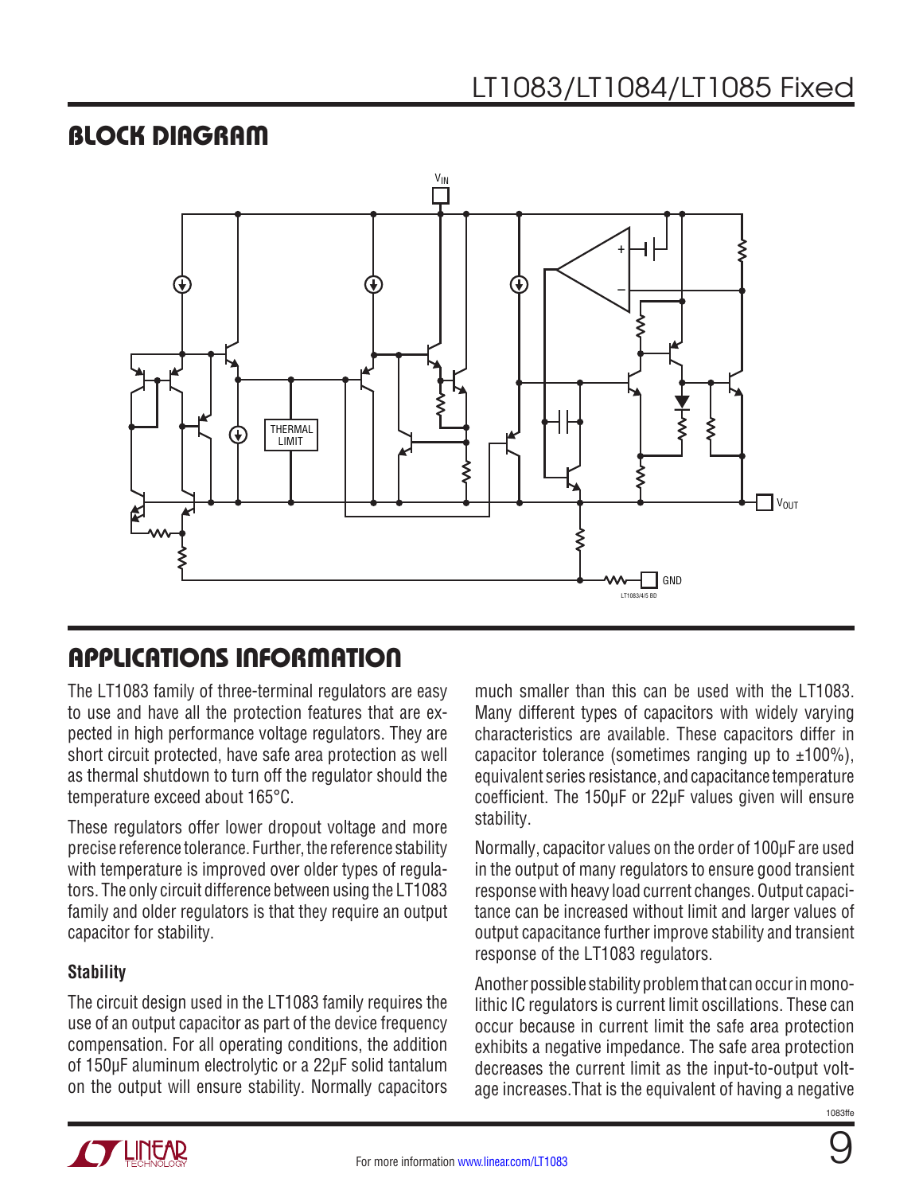## BLOCK DIAGRAM

## APPLICATIONS INFORMATION

The LT1083 family of three-terminal regulators are easy to use and have all the protection features that are expected in high performance voltage regulators. They are short circuit protected, have safe area protection as well as thermal shutdown to turn off the regulator should the temperature exceed about 165°C.

These regulators offer lower dropout voltage and more precise reference tolerance. Further, the reference stability with temperature is improved over older types of regulators. The only circuit difference between using the LT1083 family and older regulators is that they require an output capacitor for stability.

### Stability

The circuit design used in the LT1083 family requires the use of an output capacitor as part of the device frequency compensation. For all operating conditions, the addition of 150μF aluminum electrolytic or a 22μF solid tantalum on the output will ensure stability. Normally capacitors much smaller than this can be used with the LT1083. Many different types of capacitors with widely varying characteristics are available. These capacitors differ in capacitor tolerance (sometimes ranging up to ±100%), equivalent series resistance, and capacitance temperature coefficient. The 150μF or 22μF values given will ensure stability.

Normally, capacitor values on the order of 100μF are used in the output of many regulators to ensure good transient response with heavy load current changes. Output capacitance can be increased without limit and larger values of output capacitance further improve stability and transient response of the LT1083 regulators.

Another possible stability problem that can occur in monolithic IC regulators is current limit oscillations. These can occur because in current limit the safe area protection exhibits a negative impedance. The safe area protection decreases the current limit as the input-to-output voltage increases. That is the equivalent of having a negative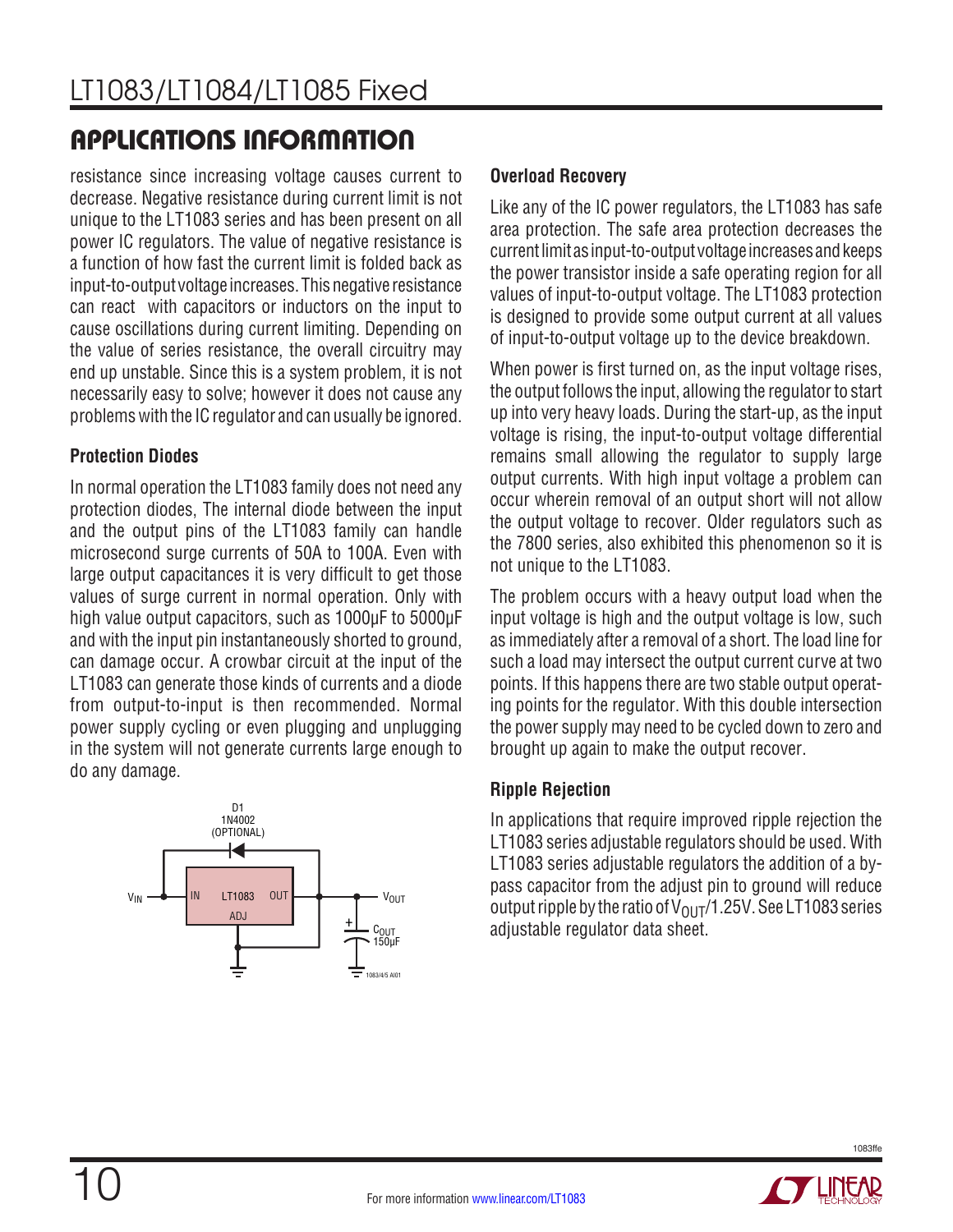## APPLICATIONS INFORMATION

resistance since increasing voltage causes current to decrease. Negative resistance during current limit is not unique to the LT1083 series and has been present on all power IC regulators. The value of negative resistance is a function of how fast the current limit is folded back as input-to-output voltage increases. This negative resistance can react with capacitors or inductors on the input to cause oscillations during current limiting. Depending on the value of series resistance, the overall circuitry may end up unstable. Since this is a system problem, it is not necessarily easy to solve; however it does not cause any problems with the IC regulator and can usually be ignored.

### Protection Diodes

In normal operation the LT1083 family does not need any protection diodes, The internal diode between the input and the output pins of the LT1083 family can handle microsecond surge currents of 50A to 100A. Even with large output capacitances it is very difficult to get those values of surge current in normal operation. Only with high value output capacitors, such as 1000µF to 5000µF and with the input pin instantaneously shorted to ground, can damage occur. A crowbar circuit at the input of the LT1083 can generate those kinds of currents and a diode from output-to-input is then recommended. Normal power supply cycling or even plugging and unplugging in the system will not generate currents large enough to do any damage.

D1 1N4002 (OPTIONAL)

$V_{IN}$ — IN LT1083 OUT ADJ — $V_{OUT}$

$C_{OUT}$ 150µF

1083/4/5 AI01

### Overload Recovery

Like any of the IC power regulators, the LT1083 has safe area protection. The safe area protection decreases the current limit as input-to-output voltage increases and keeps the power transistor inside a safe operating region for all values of input-to-output voltage. The LT1083 protection is designed to provide some output current at all values of input-to-output voltage up to the device breakdown.

When power is first turned on, as the input voltage rises, the output follows the input, allowing the regulator to start up into very heavy loads. During the start-up, as the input voltage is rising, the input-to-output voltage differential remains small allowing the regulator to supply large output currents. With high input voltage a problem can occur wherein removal of an output short will not allow the output voltage to recover. Older regulators such as the 7800 series, also exhibited this phenomenon so it is not unique to the LT1083.

The problem occurs with a heavy output load when the input voltage is high and the output voltage is low, such as immediately after a removal of a short. The load line for such a load may intersect the output current curve at two points. If this happens there are two stable output operating points for the regulator. With this double intersection the power supply may need to be cycled down to zero and brought up again to make the output recover.

### Ripple Rejection

In applications that require improved ripple rejection the LT1083 series adjustable regulators should be used. With LT1083 series adjustable regulators the addition of a bypass capacitor from the adjust pin to ground will reduce output ripple by the ratio of $V_{OUT}$/1.25V. See LT1083 series adjustable regulator data sheet.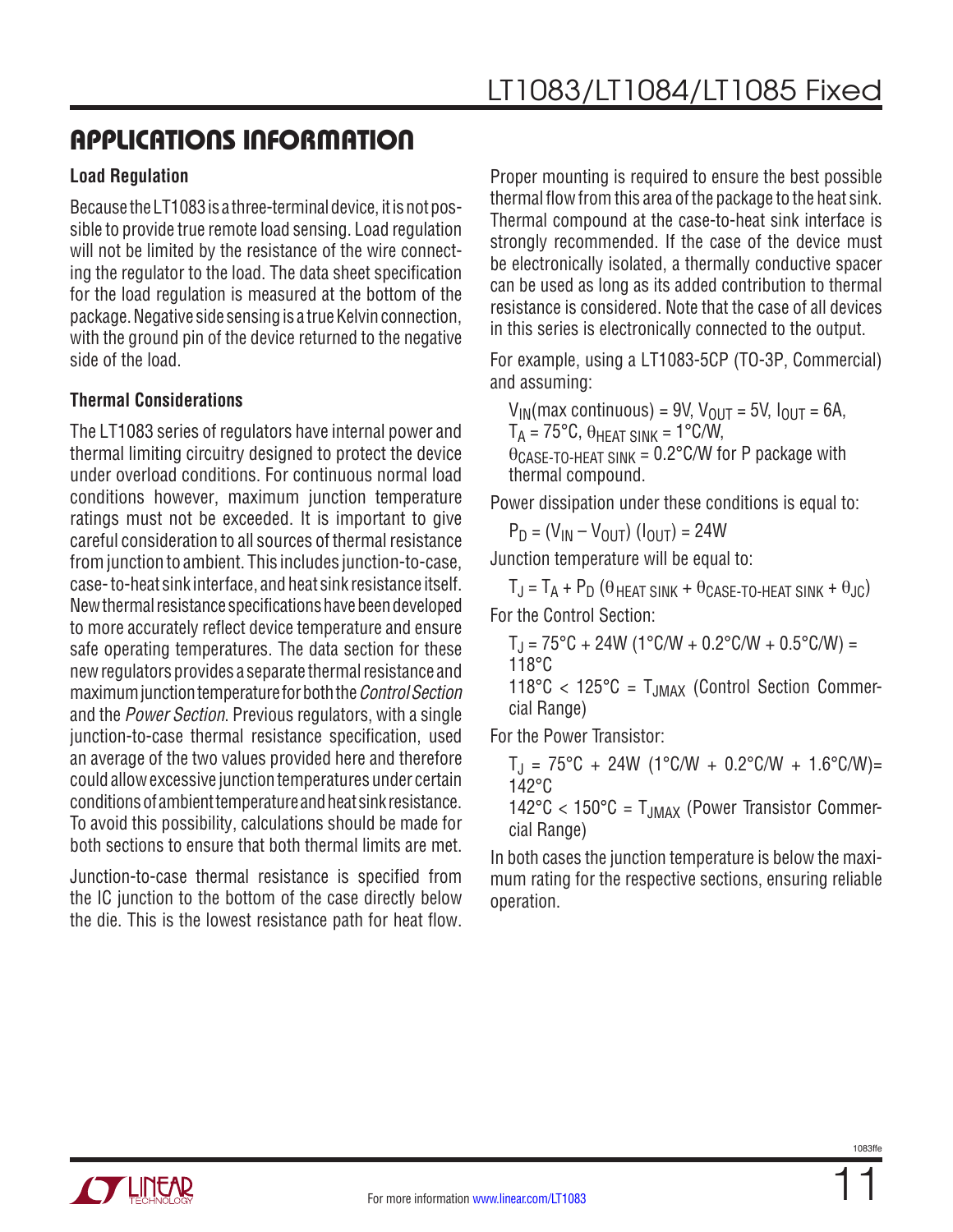## APPLICATIONS INFORMATION

### Load Regulation

Because the LT1083 is a three-terminal device, it is not possible to provide true remote load sensing. Load regulation will not be limited by the resistance of the wire connecting the regulator to the load. The data sheet specification for the load regulation is measured at the bottom of the package. Negative side sensing is a true Kelvin connection, with the ground pin of the device returned to the negative side of the load.

### Thermal Considerations

The LT1083 series of regulators have internal power and thermal limiting circuitry designed to protect the device under overload conditions. For continuous normal load conditions however, maximum junction temperature ratings must not be exceeded. It is important to give careful consideration to all sources of thermal resistance from junction to ambient. This includes junction-to-case, case-to-heat sink interface, and heat sink resistance itself. New thermal resistance specifications have been developed to more accurately reflect device temperature and ensure safe operating temperatures. The data section for these new regulators provides a separate thermal resistance and maximum junction temperature for both the *Control Section* and the *Power Section*. Previous regulators, with a single junction-to-case thermal resistance specification, used an average of the two values provided here and therefore could allow excessive junction temperatures under certain conditions of ambient temperature and heat sink resistance. To avoid this possibility, calculations should be made for both sections to ensure that both thermal limits are met.

Junction-to-case thermal resistance is specified from the IC junction to the bottom of the case directly below the die. This is the lowest resistance path for heat flow. Proper mounting is required to ensure the best possible thermal flow from this area of the package to the heat sink. Thermal compound at the case-to-heat sink interface is strongly recommended. If the case of the device must be electronically isolated, a thermally conductive spacer can be used as long as its added contribution to thermal resistance is considered. Note that the case of all devices in this series is electronically connected to the output.

For example, using a LT1083-5CP (TO-3P, Commercial) and assuming:

$V_{IN}$(max continuous) = 9V, $V_{OUT}$ = 5V, $I_{OUT}$ = 6A, $T_A$ = 75°C, $\theta_{HEAT\ SINK}$ = 1°C/W, $\theta_{CASE\text{-}TO\text{-}HEAT\ SINK}$ = 0.2°C/W for P package with thermal compound.

Power dissipation under these conditions is equal to:

$$P_D = (V_{IN} – V_{OUT})(I_{OUT}) = 24W$$

Junction temperature will be equal to:

$$T_J = T_A + P_D(\theta_{HEAT\ SINK} + \theta_{CASE\text{-}TO\text{-}HEAT\ SINK} + \theta_{JC})$$

For the Control Section:

$$T_J = 75°C + 24W(1°C/W + 0.2°C/W + 0.5°C/W) = 118°C$$

118°C < 125°C = $T_{JMAX}$ (Control Section Commercial Range)

For the Power Transistor:

$$T_J = 75°C + 24W(1°C/W + 0.2°C/W + 1.6°C/W) = 142°C$$

142°C < 150°C = $T_{JMAX}$ (Power Transistor Commercial Range)

In both cases the junction temperature is below the maximum rating for the respective sections, ensuring reliable operation.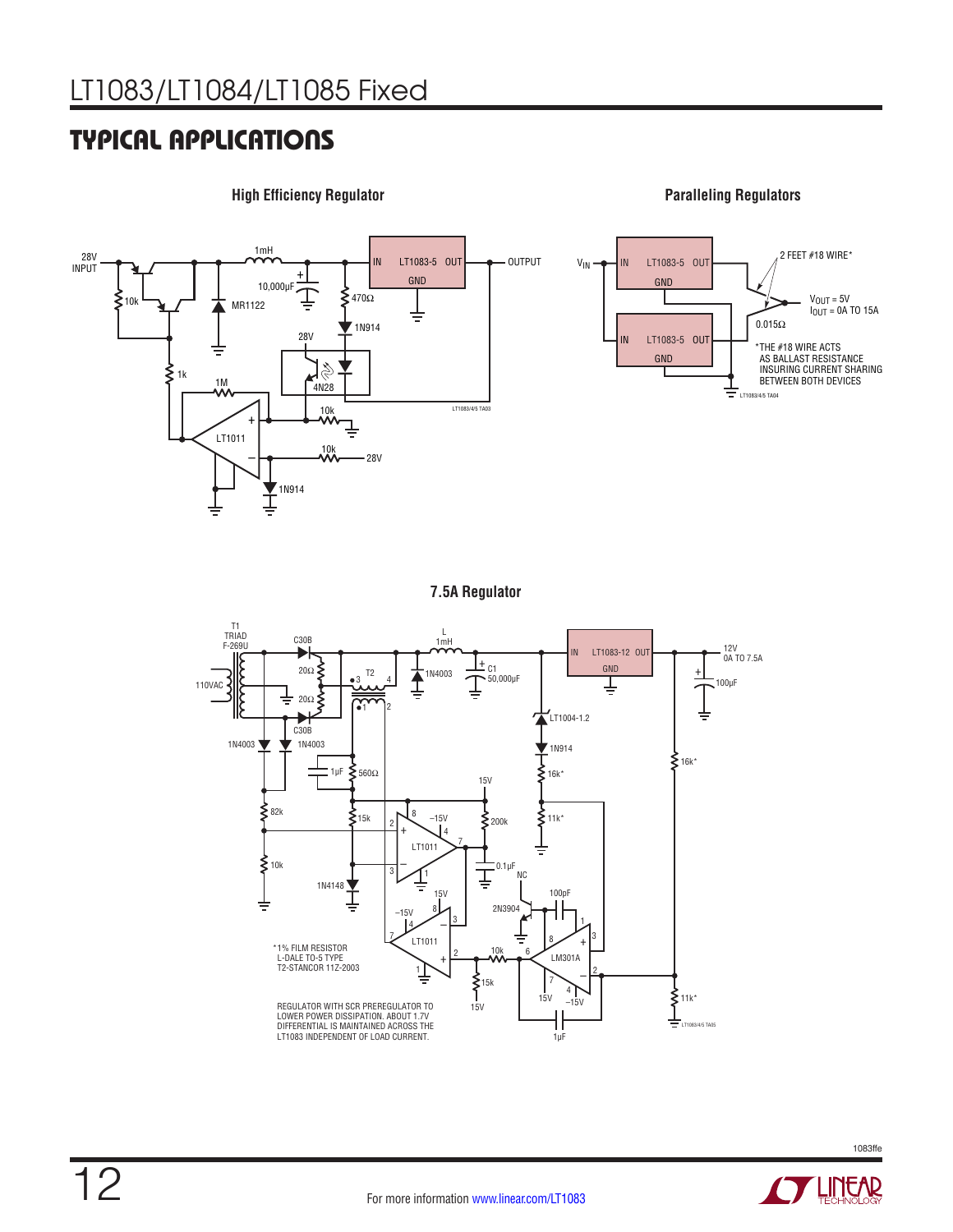## TYPICAL APPLICATIONS

**High Efficiency Regulator**

28V INPUT, 10k, MR1122, 1mH, 10,000µF, LT1083-5 (IN, OUT, GND), OUTPUT, 470Ω, 1N914, 28V, 4N28, 1k, 1M, 10k, LT1011, 10k, 28V, 1N914

**Paralleling Regulators**

$V_{IN}$, LT1083-5 (IN, OUT, GND), LT1083-5 (IN, OUT, GND), 2 FEET #18 WIRE*, $V_{OUT}$ = 5V, $I_{OUT}$ = 0A TO 15A, 0.015Ω

*THE #18 WIRE ACTS AS BALLAST RESISTANCE INSURING CURRENT SHARING BETWEEN BOTH DEVICES

**7.5A Regulator**

T1 TRIAD F-269U, 110VAC, C30B, 20Ω, 20Ω, C30B, T2, L 1mH, 1N4003, C1 50,000µF, LT1083-12 (IN, OUT, GND), 12V 0A TO 7.5A, 100µF, LT1004-1.2, 1N914, 16k*, 11k*, 16k*, 11k*, 1N4003, 1N4003, 1µF, 560Ω, 82k, 10k, 15k, 1N4148, 15V, –15V, LT1011, 200k, 0.1µF, NC, 2N3904, 100pF, LT1011, 10k, 15k, LM301A, 1µF

*1% FILM RESISTOR
L-DALE TO-5 TYPE
T2-STANCOR 11Z-2003

REGULATOR WITH SCR PREREGULATOR TO LOWER POWER DISSIPATION. ABOUT 1.7V DIFFERENTIAL IS MAINTAINED ACROSS THE LT1083 INDEPENDENT OF LOAD CURRENT.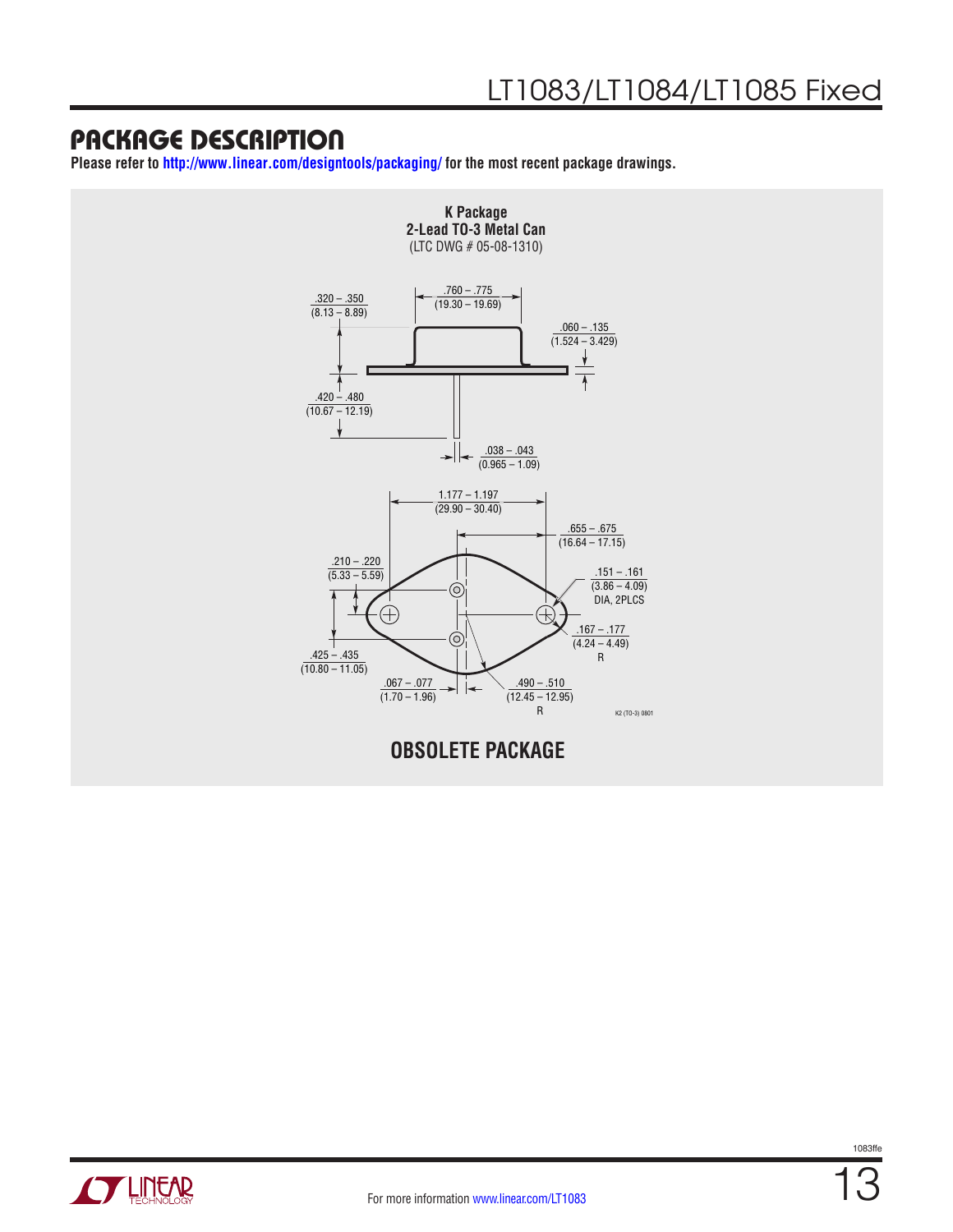## PACKAGE DESCRIPTION

**Please refer to http://www.linear.com/designtools/packaging/ for the most recent package drawings.**

**K Package**
**2-Lead TO-3 Metal Can**
(LTC DWG # 05-08-1310)

.320 – .350
(8.13 – 8.89)

.760 – .775
(19.30 – 19.69)

.060 – .135
(1.524 – 3.429)

.420 – .480
(10.67 – 12.19)

.038 – .043
(0.965 – 1.09)

1.177 – 1.197
(29.90 – 30.40)

.655 – .675
(16.64 – 17.15)

.210 – .220
(5.33 – 5.59)

.151 – .161
(3.86 – 4.09)
DIA, 2PLCS

.167 – .177
(4.24 – 4.49)
R

.425 – .435
(10.80 – 11.05)

.067 – .077
(1.70 – 1.96)

.490 – .510
(12.45 – 12.95)
R

K2 (TO-3) 0801

**OBSOLETE PACKAGE**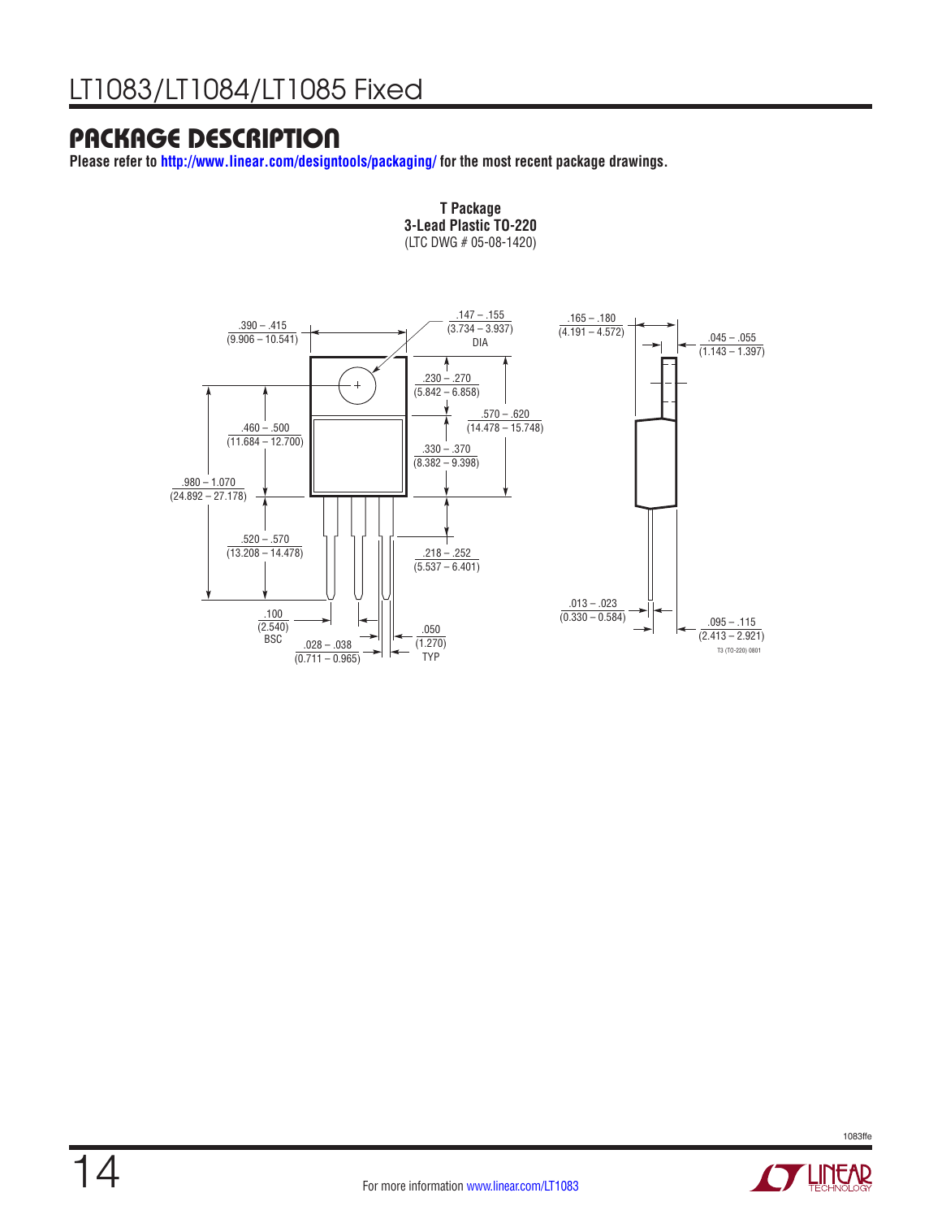## PACKAGE DESCRIPTION

**Please refer to http://www.linear.com/designtools/packaging/ for the most recent package drawings.**

**T Package**
**3-Lead Plastic TO-220**
(LTC DWG # 05-08-1420)

.390 – .415
(9.906 – 10.541)

.147 – .155
(3.734 – 3.937)
DIA

.165 – .180
(4.191 – 4.572)

.045 – .055
(1.143 – 1.397)

.230 – .270
(5.842 – 6.858)

.570 – .620
(14.478 – 15.748)

.460 – .500
(11.684 – 12.700)

.330 – .370
(8.382 – 9.398)

.980 – 1.070
(24.892 – 27.178)

.520 – .570
(13.208 – 14.478)

.218 – .252
(5.537 – 6.401)

.013 – .023
(0.330 – 0.584)

.100
(2.540)
BSC

.050
(1.270)
TYP

.028 – .038
(0.711 – 0.965)

.095 – .115
(2.413 – 2.921)

T3 (TO-220) 0801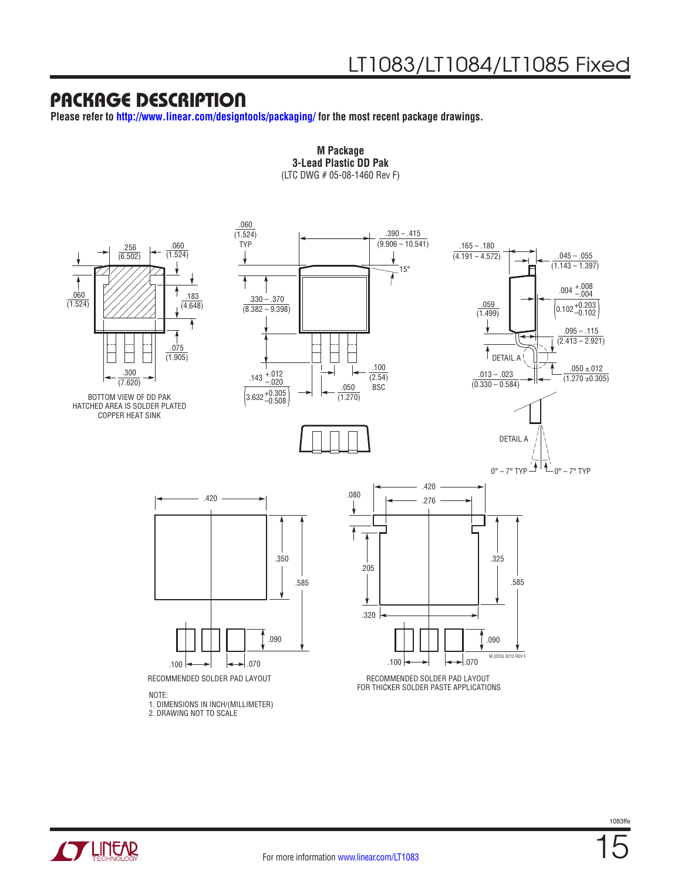## PACKAGE DESCRIPTION

**Please refer to http://www.linear.com/designtools/packaging/ for the most recent package drawings.**

**M Package**
**3-Lead Plastic DD Pak**
(LTC DWG # 05-08-1460 Rev F)

BOTTOM VIEW OF DD PAK
HATCHED AREA IS SOLDER PLATED
COPPER HEAT SINK

RECOMMENDED SOLDER PAD LAYOUT

RECOMMENDED SOLDER PAD LAYOUT
FOR THICKER SOLDER PASTE APPLICATIONS

NOTE:
1. DIMENSIONS IN INCH/(MILLIMETER)
2. DRAWING NOT TO SCALE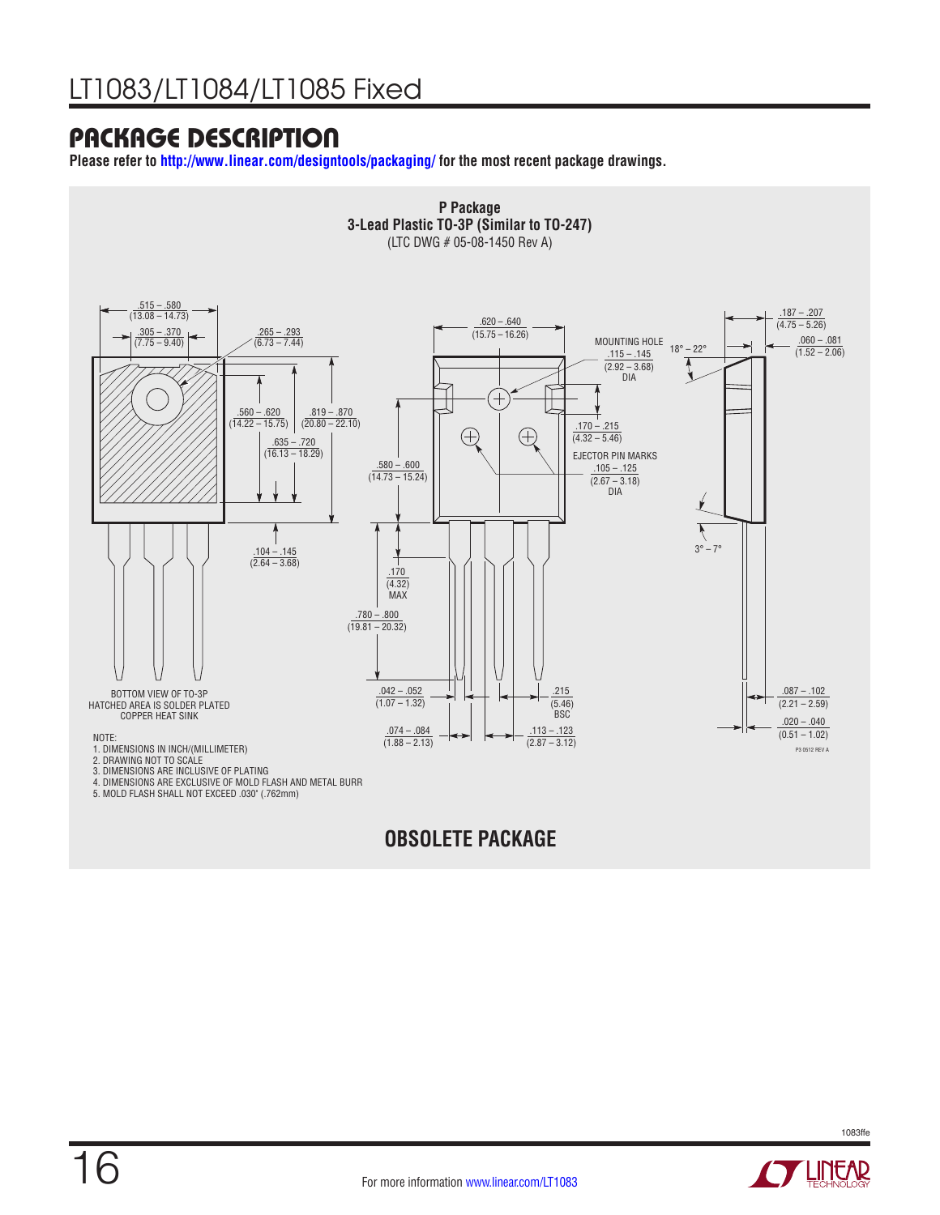## PACKAGE DESCRIPTION

**Please refer to http://www.linear.com/designtools/packaging/ for the most recent package drawings.**

**P Package**
**3-Lead Plastic TO-3P (Similar to TO-247)**
(LTC DWG # 05-08-1450 Rev A)

.515 – .580 (13.08 – 14.73)

.305 – .370 (7.75 – 9.40)

.265 – .293 (6.73 – 7.44)

.560 – .620 (14.22 – 15.75)

.819 – .870 (20.80 – 22.10)

.635 – .720 (16.13 – 18.29)

.104 – .145 (2.64 – 3.68)

.620 – .640 (15.75 – 16.26)

MOUNTING HOLE .115 – .145 (2.92 – 3.68) DIA

.170 – .215 (4.32 – 5.46)

EJECTOR PIN MARKS .105 – .125 (2.67 – 3.18) DIA

.580 – .600 (14.73 – 15.24)

.170 (4.32) MAX

.780 – .800 (19.81 – 20.32)

.042 – .052 (1.07 – 1.32)

.215 (5.46) BSC

.074 – .084 (1.88 – 2.13)

.113 – .123 (2.87 – 3.12)

.187 – .207 (4.75 – 5.26)

.060 – .081 (1.52 – 2.06)

18° – 22°

3° – 7°

.087 – .102 (2.21 – 2.59)

.020 – .040 (0.51 – 1.02)

BOTTOM VIEW OF TO-3P
HATCHED AREA IS SOLDER PLATED
COPPER HEAT SINK

NOTE:
1. DIMENSIONS IN INCH/(MILLIMETER)
2. DRAWING NOT TO SCALE
3. DIMENSIONS ARE INCLUSIVE OF PLATING
4. DIMENSIONS ARE EXCLUSIVE OF MOLD FLASH AND METAL BURR
5. MOLD FLASH SHALL NOT EXCEED .030" (.762mm)

P3 0612 REV A

**OBSOLETE PACKAGE**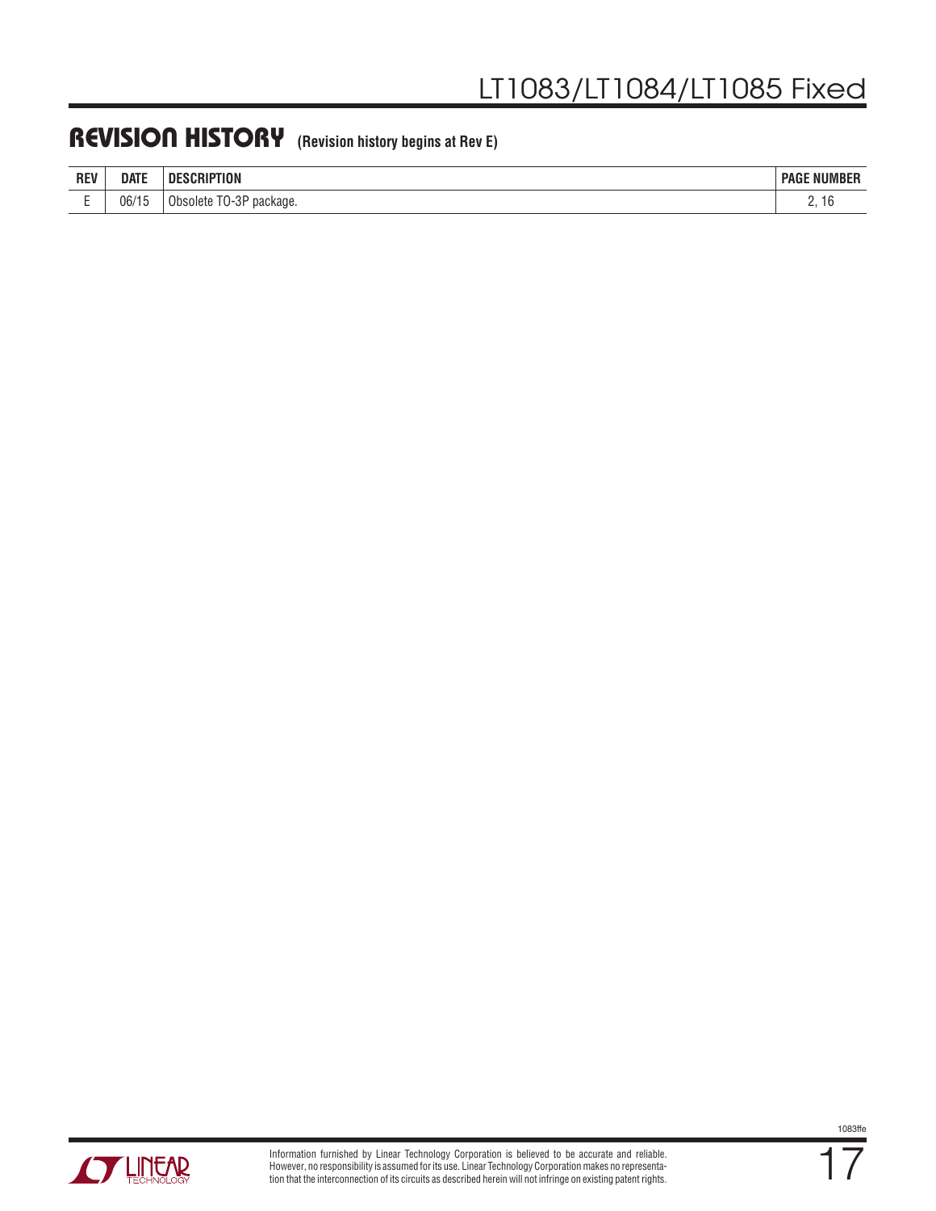## REVISION HISTORY (Revision history begins at Rev E)

| REV | DATE | DESCRIPTION | PAGE NUMBER |
|---|---|---|---|
| E | 06/15 | Obsolete TO-3P package. | 2, 16 |

Information furnished by Linear Technology Corporation is believed to be accurate and reliable. However, no responsibility is assumed for its use. Linear Technology Corporation makes no representation that the interconnection of its circuits as described herein will not infringe on existing patent rights.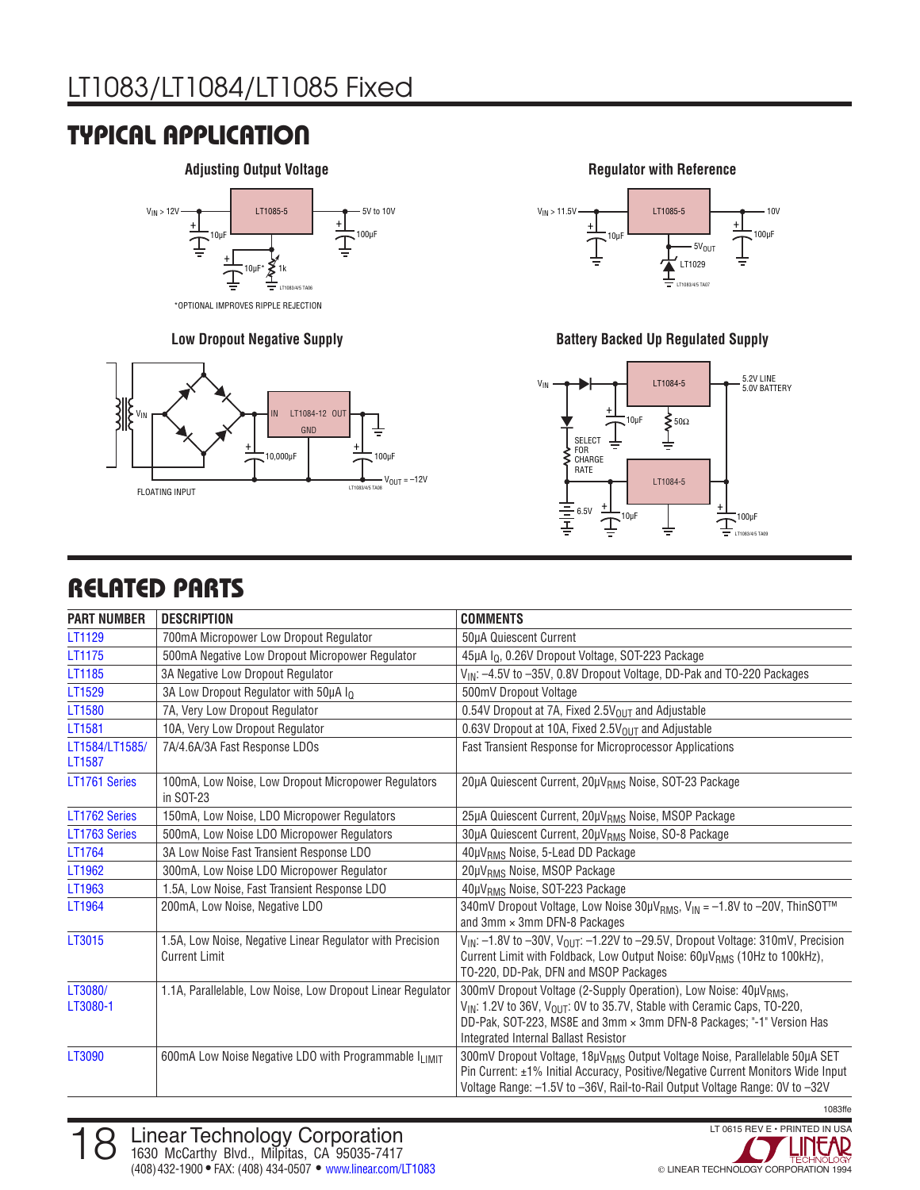## TYPICAL APPLICATION

**Adjusting Output Voltage**

$V_{IN}$ > 12V
LT1085-5
5V to 10V
10µF
100µF
10µF*
1k
LT1083/4/5 TA06

*OPTIONAL IMPROVES RIPPLE REJECTION

**Regulator with Reference**

$V_{IN}$ > 11.5V
LT1085-5
10V
10µF
100µF
$5V_{OUT}$
LT1029
LT1083/4/5 TA07

**Low Dropout Negative Supply**

$V_{IN}$
IN LT1084-12 OUT
GND
10,000µF
100µF
$V_{OUT}$ = –12V
FLOATING INPUT
LT1083/4/5 TA08

**Battery Backed Up Regulated Supply**

$V_{IN}$
LT1084-5
5.2V LINE
5.0V BATTERY
10µF
50Ω
SELECT FOR CHARGE RATE
LT1084-5
6.5V
10µF
100µF
LT1083/4/5 TA09

## RELATED PARTS

| PART NUMBER | DESCRIPTION | COMMENTS |
|---|---|---|
| LT1129 | 700mA Micropower Low Dropout Regulator | 50µA Quiescent Current |
| LT1175 | 500mA Negative Low Dropout Micropower Regulator | 45µA $I_Q$, 0.26V Dropout Voltage, SOT-223 Package |
| LT1185 | 3A Negative Low Dropout Regulator | $V_{IN}$: –4.5V to –35V, 0.8V Dropout Voltage, DD-Pak and TO-220 Packages |
| LT1529 | 3A Low Dropout Regulator with 50µA $I_Q$ | 500mV Dropout Voltage |
| LT1580 | 7A, Very Low Dropout Regulator | 0.54V Dropout at 7A, Fixed $2.5V_{OUT}$ and Adjustable |
| LT1581 | 10A, Very Low Dropout Regulator | 0.63V Dropout at 10A, Fixed $2.5V_{OUT}$ and Adjustable |
| LT1584/LT1585/ LT1587 | 7A/4.6A/3A Fast Response LDOs | Fast Transient Response for Microprocessor Applications |
| LT1761 Series | 100mA, Low Noise, Low Dropout Micropower Regulators in SOT-23 | 20µA Quiescent Current, $20µV_{RMS}$ Noise, SOT-23 Package |
| LT1762 Series | 150mA, Low Noise, LDO Micropower Regulators | 25µA Quiescent Current, $20µV_{RMS}$ Noise, MSOP Package |
| LT1763 Series | 500mA, Low Noise LDO Micropower Regulators | 30µA Quiescent Current, $20µV_{RMS}$ Noise, SO-8 Package |
| LT1764 | 3A Low Noise Fast Transient Response LDO | $40µV_{RMS}$ Noise, 5-Lead DD Package |
| LT1962 | 300mA, Low Noise LDO Micropower Regulator | $20µV_{RMS}$ Noise, MSOP Package |
| LT1963 | 1.5A, Low Noise, Fast Transient Response LDO | $40µV_{RMS}$ Noise, SOT-223 Package |
| LT1964 | 200mA, Low Noise, Negative LDO | 340mV Dropout Voltage, Low Noise $30µV_{RMS}$, $V_{IN}$ = –1.8V to –20V, ThinSOT™ and 3mm × 3mm DFN-8 Packages |
| LT3015 | 1.5A, Low Noise, Negative Linear Regulator with Precision Current Limit | $V_{IN}$: –1.8V to –30V, $V_{OUT}$: –1.22V to –29.5V, Dropout Voltage: 310mV, Precision Current Limit with Foldback, Low Output Noise: $60µV_{RMS}$ (10Hz to 100kHz), TO-220, DD-Pak, DFN and MSOP Packages |
| LT3080/ LT3080-1 | 1.1A, Parallelable, Low Noise, Low Dropout Linear Regulator | 300mV Dropout Voltage (2-Supply Operation), Low Noise: $40µV_{RMS}$, $V_{IN}$: 1.2V to 36V, $V_{OUT}$: 0V to 35.7V, Stable with Ceramic Caps, TO-220, DD-Pak, SOT-223, MS8E and 3mm × 3mm DFN-8 Packages; "-1" Version Has Integrated Internal Ballast Resistor |
| LT3090 | 600mA Low Noise Negative LDO with Programmable $I_{LIMIT}$ | 300mV Dropout Voltage, $18µV_{RMS}$ Output Voltage Noise, Parallelable 50µA SET Pin Current: ±1% Initial Accuracy, Positive/Negative Current Monitors Wide Input Voltage Range: –1.5V to –36V, Rail-to-Rail Output Voltage Range: 0V to –32V |

1083ffe

Linear Technology Corporation
1630 McCarthy Blvd., Milpitas, CA 95035-7417
(408) 432-1900 • FAX: (408) 434-0507 • www.linear.com/LT1083

LT 0615 REV E • PRINTED IN USA
© LINEAR TECHNOLOGY CORPORATION 1994